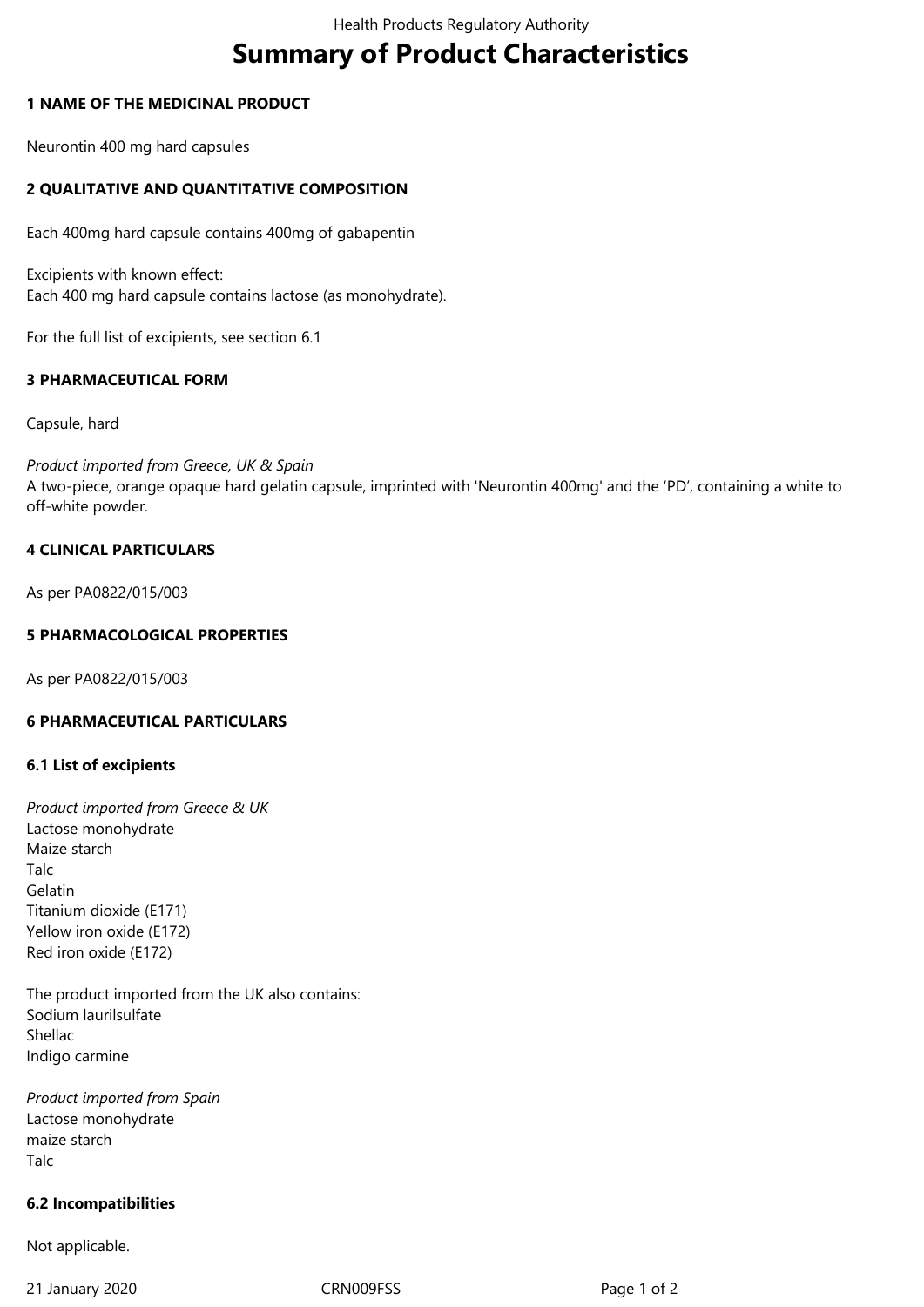# Summary of Product Characteristics

## 1 NAME OF THE MEDICINAL PRODUCT

Neurontin 400 mg hard capsules

## 2 QUALITATIVE AND QUANTITATIVE COMPOSITION

Each 400mg hard capsule contains 400mg of gabapentin

Excipients with known effect:
Each 400 mg hard capsule contains lactose (as monohydrate).

For the full list of excipients, see section 6.1

## 3 PHARMACEUTICAL FORM

Capsule, hard

*Product imported from Greece, UK & Spain*
A two-piece, orange opaque hard gelatin capsule, imprinted with 'Neurontin 400mg' and the 'PD', containing a white to off-white powder.

## 4 CLINICAL PARTICULARS

As per PA0822/015/003

## 5 PHARMACOLOGICAL PROPERTIES

As per PA0822/015/003

## 6 PHARMACEUTICAL PARTICULARS

### 6.1 List of excipients

*Product imported from Greece & UK*
Lactose monohydrate
Maize starch
Talc
Gelatin
Titanium dioxide (E171)
Yellow iron oxide (E172)
Red iron oxide (E172)

The product imported from the UK also contains:
Sodium laurilsulfate
Shellac
Indigo carmine

*Product imported from Spain*
Lactose monohydrate
maize starch
Talc

### 6.2 Incompatibilities

Not applicable.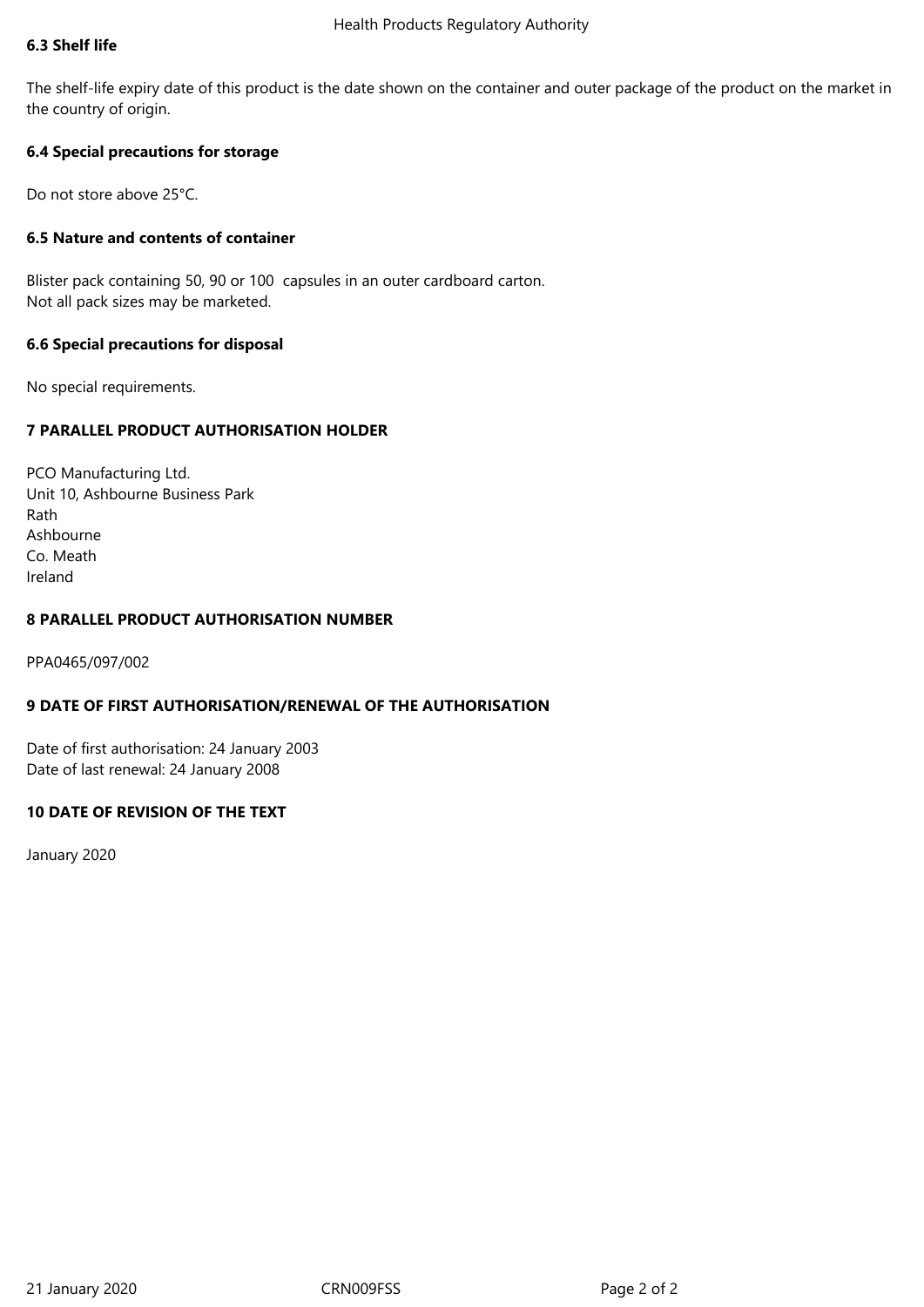### 6.3 Shelf life

The shelf-life expiry date of this product is the date shown on the container and outer package of the product on the market in the country of origin.

### 6.4 Special precautions for storage

Do not store above 25°C.

### 6.5 Nature and contents of container

Blister pack containing 50, 90 or 100 capsules in an outer cardboard carton.
Not all pack sizes may be marketed.

### 6.6 Special precautions for disposal

No special requirements.

## 7 PARALLEL PRODUCT AUTHORISATION HOLDER

PCO Manufacturing Ltd.
Unit 10, Ashbourne Business Park
Rath
Ashbourne
Co. Meath
Ireland

## 8 PARALLEL PRODUCT AUTHORISATION NUMBER

PPA0465/097/002

## 9 DATE OF FIRST AUTHORISATION/RENEWAL OF THE AUTHORISATION

Date of first authorisation: 24 January 2003
Date of last renewal: 24 January 2008

## 10 DATE OF REVISION OF THE TEXT

January 2020